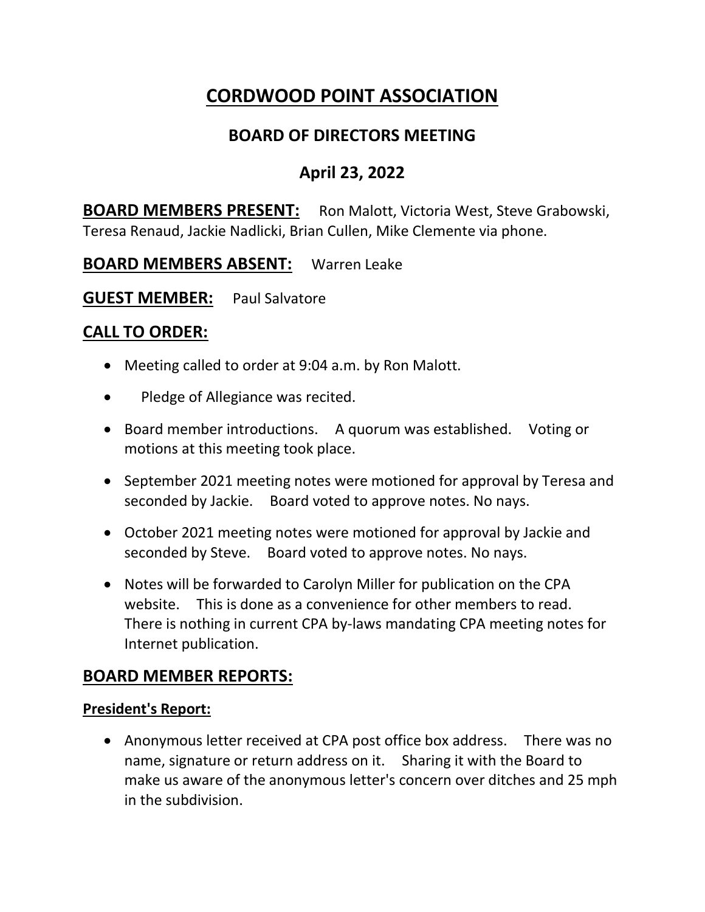# CORDWOOD POINT ASSOCIATION

## BOARD OF DIRECTORS MEETING

## April 23, 2022

**BOARD MEMBERS PRESENT:** Ron Malott, Victoria West, Steve Grabowski, Teresa Renaud, Jackie Nadlicki, Brian Cullen, Mike Clemente via phone.

**BOARD MEMBERS ABSENT:** Warren Leake

**GUEST MEMBER:** Paul Salvatore

### CALL TO ORDER:

- Meeting called to order at 9:04 a.m. by Ron Malott.
- Pledge of Allegiance was recited.
- Board member introductions. A quorum was established. Voting or motions at this meeting took place.
- September 2021 meeting notes were motioned for approval by Teresa and seconded by Jackie. Board voted to approve notes. No nays.
- October 2021 meeting notes were motioned for approval by Jackie and seconded by Steve. Board voted to approve notes. No nays.
- Notes will be forwarded to Carolyn Miller for publication on the CPA website. This is done as a convenience for other members to read. There is nothing in current CPA by-laws mandating CPA meeting notes for Internet publication.

### BOARD MEMBER REPORTS:

**President's Report:**

- Anonymous letter received at CPA post office box address. There was no name, signature or return address on it. Sharing it with the Board to make us aware of the anonymous letter's concern over ditches and 25 mph in the subdivision.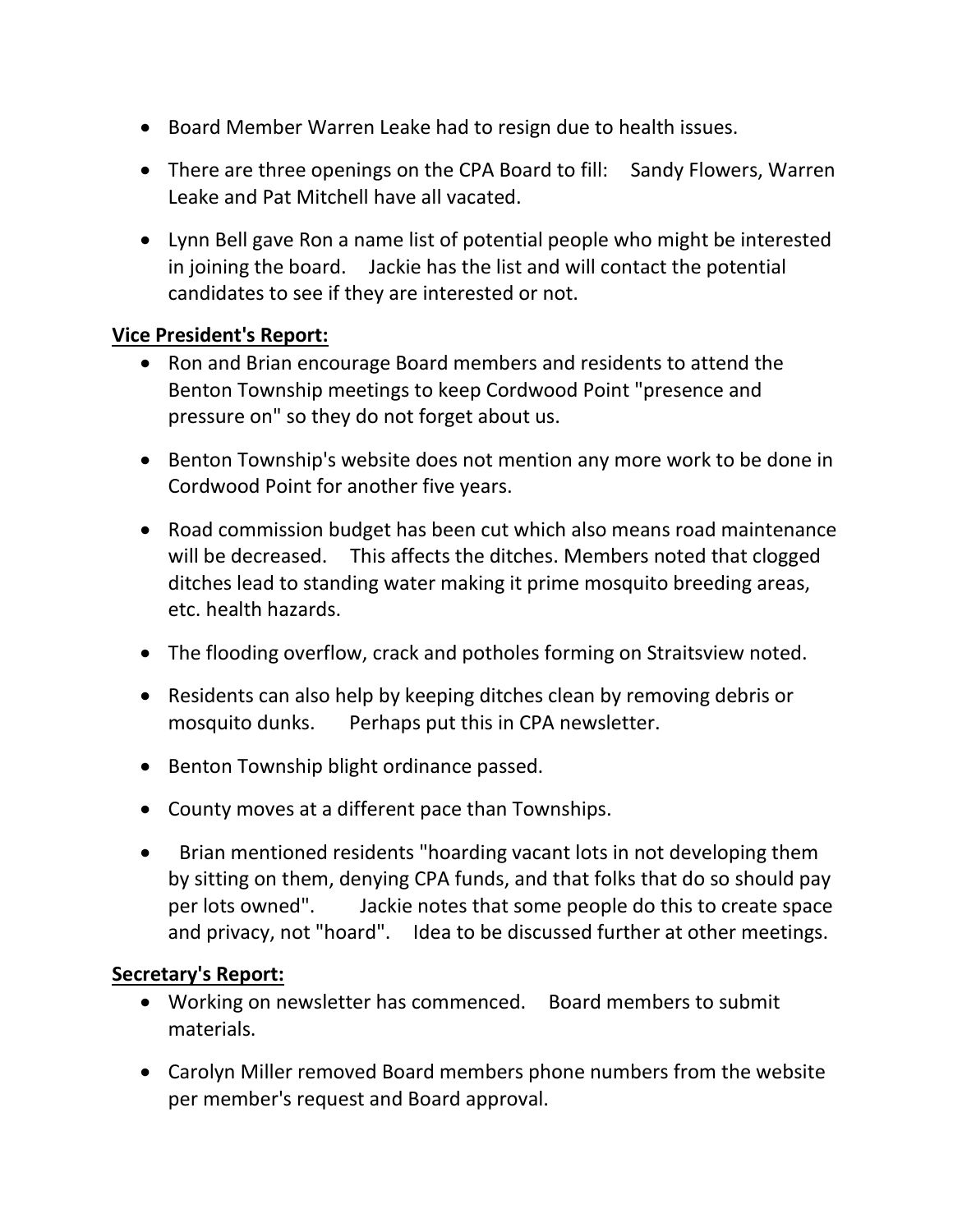- Board Member Warren Leake had to resign due to health issues.
- There are three openings on the CPA Board to fill: Sandy Flowers, Warren Leake and Pat Mitchell have all vacated.
- Lynn Bell gave Ron a name list of potential people who might be interested in joining the board. Jackie has the list and will contact the potential candidates to see if they are interested or not.

**Vice President's Report:**

- Ron and Brian encourage Board members and residents to attend the Benton Township meetings to keep Cordwood Point "presence and pressure on" so they do not forget about us.
- Benton Township's website does not mention any more work to be done in Cordwood Point for another five years.
- Road commission budget has been cut which also means road maintenance will be decreased. This affects the ditches. Members noted that clogged ditches lead to standing water making it prime mosquito breeding areas, etc. health hazards.
- The flooding overflow, crack and potholes forming on Straitsview noted.
- Residents can also help by keeping ditches clean by removing debris or mosquito dunks. Perhaps put this in CPA newsletter.
- Benton Township blight ordinance passed.
- County moves at a different pace than Townships.
- Brian mentioned residents "hoarding vacant lots in not developing them by sitting on them, denying CPA funds, and that folks that do so should pay per lots owned". Jackie notes that some people do this to create space and privacy, not "hoard". Idea to be discussed further at other meetings.

**Secretary's Report:**

- Working on newsletter has commenced. Board members to submit materials.
- Carolyn Miller removed Board members phone numbers from the website per member's request and Board approval.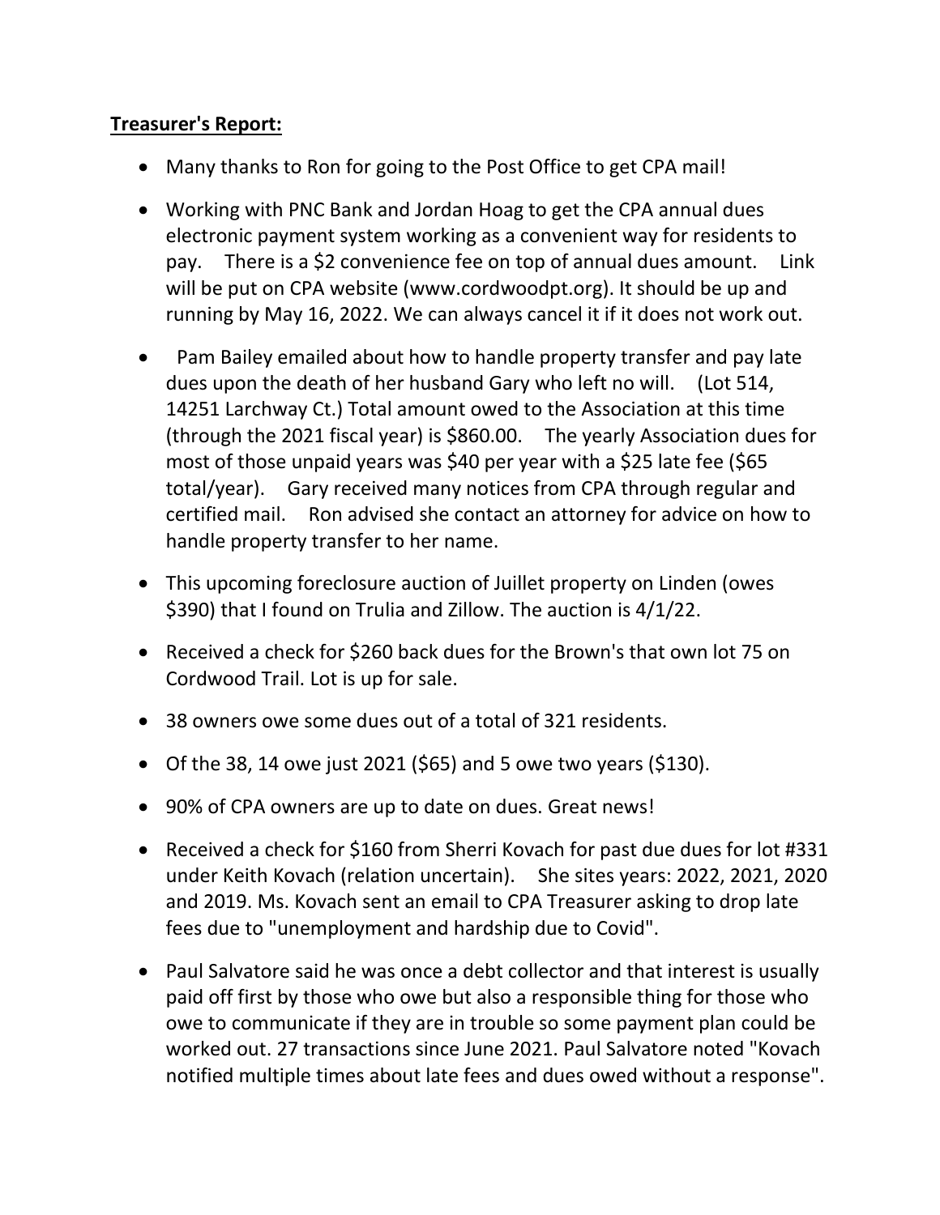**Treasurer's Report:**

- Many thanks to Ron for going to the Post Office to get CPA mail!
- Working with PNC Bank and Jordan Hoag to get the CPA annual dues electronic payment system working as a convenient way for residents to pay. There is a $2 convenience fee on top of annual dues amount. Link will be put on CPA website (www.cordwoodpt.org). It should be up and running by May 16, 2022. We can always cancel it if it does not work out.
- Pam Bailey emailed about how to handle property transfer and pay late dues upon the death of her husband Gary who left no will. (Lot 514, 14251 Larchway Ct.) Total amount owed to the Association at this time (through the 2021 fiscal year) is $860.00. The yearly Association dues for most of those unpaid years was $40 per year with a $25 late fee ($65 total/year). Gary received many notices from CPA through regular and certified mail. Ron advised she contact an attorney for advice on how to handle property transfer to her name.
- This upcoming foreclosure auction of Juillet property on Linden (owes $390) that I found on Trulia and Zillow. The auction is 4/1/22.
- Received a check for $260 back dues for the Brown's that own lot 75 on Cordwood Trail. Lot is up for sale.
- 38 owners owe some dues out of a total of 321 residents.
- Of the 38, 14 owe just 2021 ($65) and 5 owe two years ($130).
- 90% of CPA owners are up to date on dues. Great news!
- Received a check for $160 from Sherri Kovach for past due dues for lot #331 under Keith Kovach (relation uncertain). She sites years: 2022, 2021, 2020 and 2019. Ms. Kovach sent an email to CPA Treasurer asking to drop late fees due to "unemployment and hardship due to Covid".
- Paul Salvatore said he was once a debt collector and that interest is usually paid off first by those who owe but also a responsible thing for those who owe to communicate if they are in trouble so some payment plan could be worked out. 27 transactions since June 2021. Paul Salvatore noted "Kovach notified multiple times about late fees and dues owed without a response".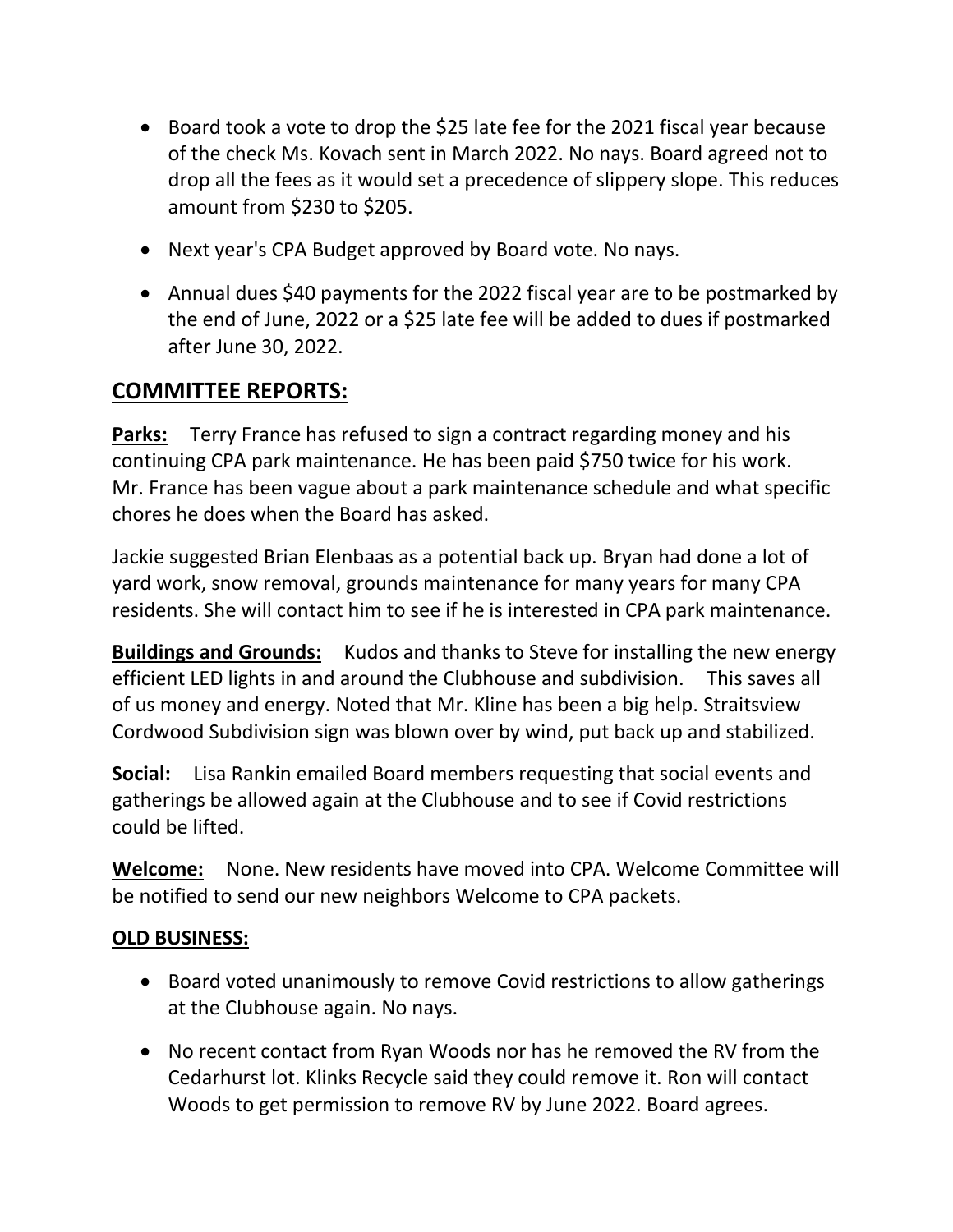- Board took a vote to drop the $25 late fee for the 2021 fiscal year because of the check Ms. Kovach sent in March 2022. No nays. Board agreed not to drop all the fees as it would set a precedence of slippery slope. This reduces amount from $230 to $205.
- Next year's CPA Budget approved by Board vote. No nays.
- Annual dues $40 payments for the 2022 fiscal year are to be postmarked by the end of June, 2022 or a $25 late fee will be added to dues if postmarked after June 30, 2022.

## COMMITTEE REPORTS:

**Parks:** Terry France has refused to sign a contract regarding money and his continuing CPA park maintenance. He has been paid $750 twice for his work. Mr. France has been vague about a park maintenance schedule and what specific chores he does when the Board has asked.

Jackie suggested Brian Elenbaas as a potential back up. Bryan had done a lot of yard work, snow removal, grounds maintenance for many years for many CPA residents. She will contact him to see if he is interested in CPA park maintenance.

**Buildings and Grounds:** Kudos and thanks to Steve for installing the new energy efficient LED lights in and around the Clubhouse and subdivision. This saves all of us money and energy. Noted that Mr. Kline has been a big help. Straitsview Cordwood Subdivision sign was blown over by wind, put back up and stabilized.

**Social:** Lisa Rankin emailed Board members requesting that social events and gatherings be allowed again at the Clubhouse and to see if Covid restrictions could be lifted.

**Welcome:** None. New residents have moved into CPA. Welcome Committee will be notified to send our new neighbors Welcome to CPA packets.

### OLD BUSINESS:

- Board voted unanimously to remove Covid restrictions to allow gatherings at the Clubhouse again. No nays.
- No recent contact from Ryan Woods nor has he removed the RV from the Cedarhurst lot. Klinks Recycle said they could remove it. Ron will contact Woods to get permission to remove RV by June 2022. Board agrees.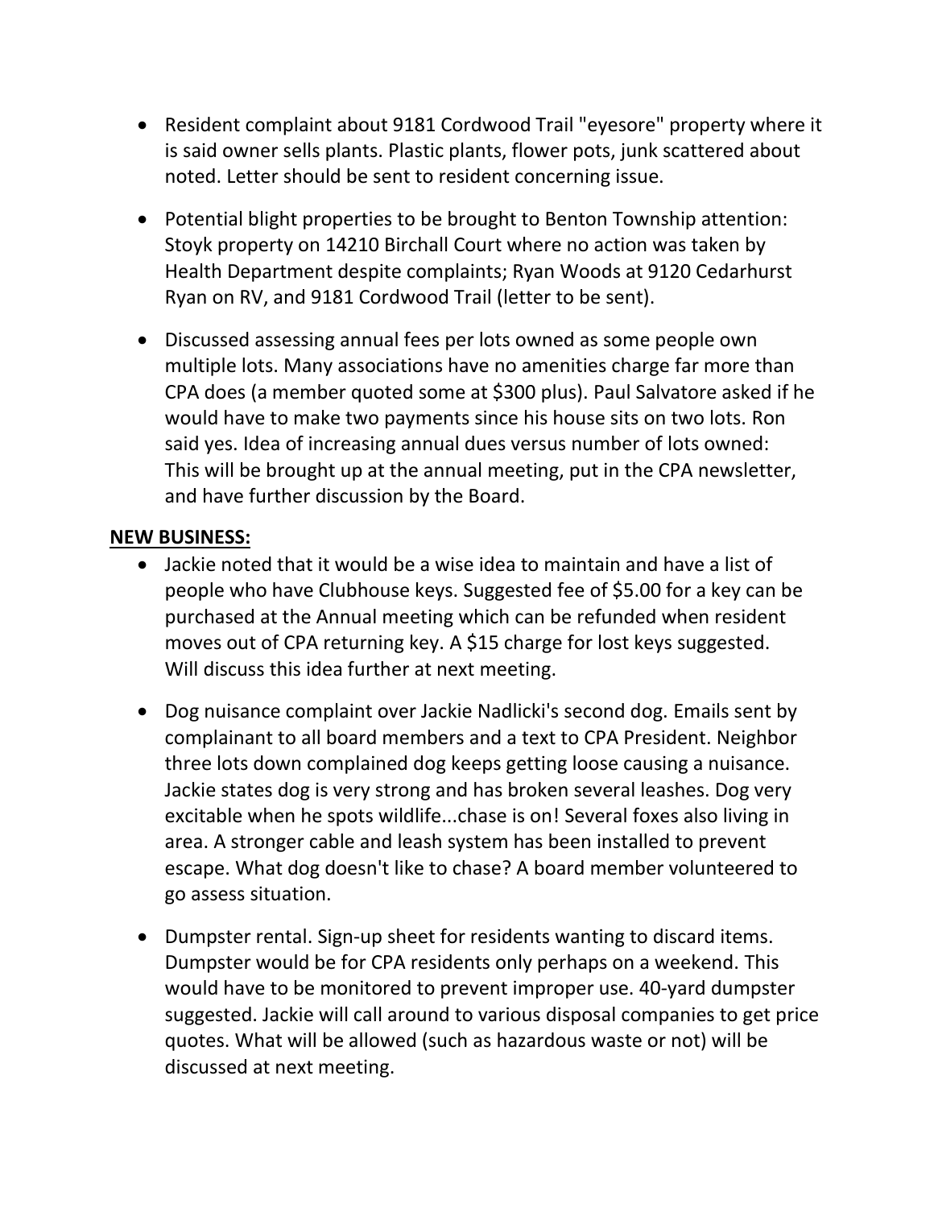- Resident complaint about 9181 Cordwood Trail "eyesore" property where it is said owner sells plants. Plastic plants, flower pots, junk scattered about noted. Letter should be sent to resident concerning issue.

- Potential blight properties to be brought to Benton Township attention: Stoyk property on 14210 Birchall Court where no action was taken by Health Department despite complaints; Ryan Woods at 9120 Cedarhurst Ryan on RV, and 9181 Cordwood Trail (letter to be sent).

- Discussed assessing annual fees per lots owned as some people own multiple lots. Many associations have no amenities charge far more than CPA does (a member quoted some at $300 plus). Paul Salvatore asked if he would have to make two payments since his house sits on two lots. Ron said yes. Idea of increasing annual dues versus number of lots owned: This will be brought up at the annual meeting, put in the CPA newsletter, and have further discussion by the Board.

**NEW BUSINESS:**

- Jackie noted that it would be a wise idea to maintain and have a list of people who have Clubhouse keys. Suggested fee of $5.00 for a key can be purchased at the Annual meeting which can be refunded when resident moves out of CPA returning key. A $15 charge for lost keys suggested. Will discuss this idea further at next meeting.

- Dog nuisance complaint over Jackie Nadlicki's second dog. Emails sent by complainant to all board members and a text to CPA President. Neighbor three lots down complained dog keeps getting loose causing a nuisance. Jackie states dog is very strong and has broken several leashes. Dog very excitable when he spots wildlife...chase is on! Several foxes also living in area. A stronger cable and leash system has been installed to prevent escape. What dog doesn't like to chase? A board member volunteered to go assess situation.

- Dumpster rental. Sign-up sheet for residents wanting to discard items. Dumpster would be for CPA residents only perhaps on a weekend. This would have to be monitored to prevent improper use. 40-yard dumpster suggested. Jackie will call around to various disposal companies to get price quotes. What will be allowed (such as hazardous waste or not) will be discussed at next meeting.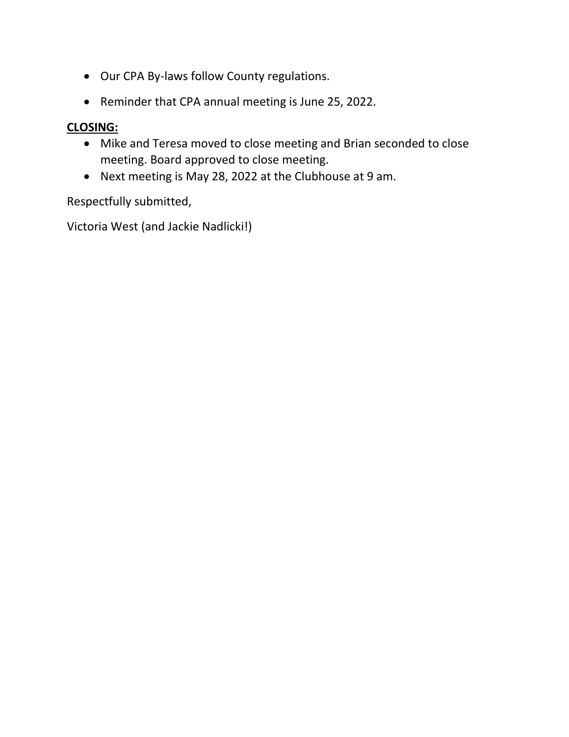- Our CPA By-laws follow County regulations.
- Reminder that CPA annual meeting is June 25, 2022.

**CLOSING:**

- Mike and Teresa moved to close meeting and Brian seconded to close meeting. Board approved to close meeting.
- Next meeting is May 28, 2022 at the Clubhouse at 9 am.

Respectfully submitted,

Victoria West (and Jackie Nadlicki!)